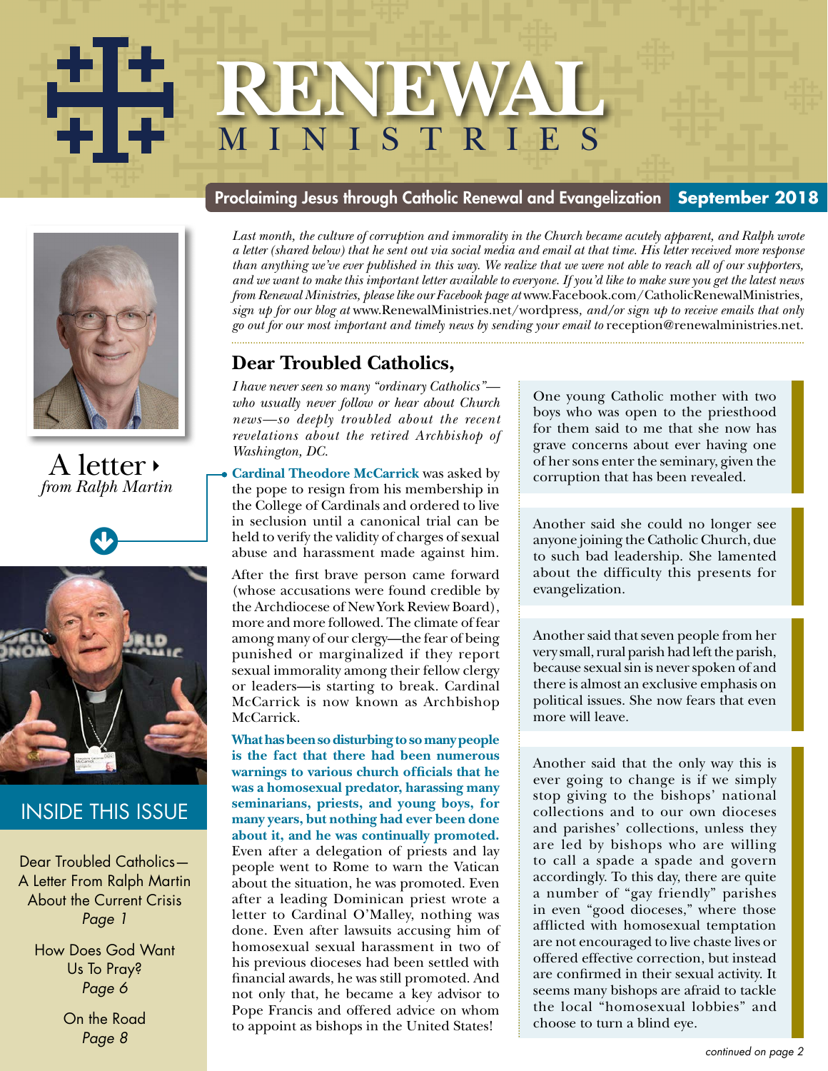# RENEWAL MINISTRIES

**Proclaiming Jesus through Catholic Renewal and Evangelization** | **September 2018**

A letter from Ralph Martin

## INSIDE THIS ISSUE

Dear Troubled Catholics—A Letter From Ralph Martin About the Current Crisis *Page 1*

How Does God Want Us To Pray? *Page 6*

On the Road *Page 8*

---

*Last month, the culture of corruption and immorality in the Church became acutely apparent, and Ralph wrote a letter (shared below) that he sent out via social media and email at that time. His letter received more response than anything we've ever published in this way. We realize that we were not able to reach all of our supporters, and we want to make this important letter available to everyone. If you'd like to make sure you get the latest news from Renewal Ministries, please like our Facebook page at* www.Facebook.com/CatholicRenewalMinistries*, sign up for our blog at* www.RenewalMinistries.net/wordpress*, and/or sign up to receive emails that only go out for our most important and timely news by sending your email to* reception@renewalministries.net*.*

## Dear Troubled Catholics,

*I have never seen so many "ordinary Catholics"—who usually never follow or hear about Church news—so deeply troubled about the recent revelations about the retired Archbishop of Washington, DC.*

**Cardinal Theodore McCarrick** was asked by the pope to resign from his membership in the College of Cardinals and ordered to live in seclusion until a canonical trial can be held to verify the validity of charges of sexual abuse and harassment made against him.

After the first brave person came forward (whose accusations were found credible by the Archdiocese of New York Review Board), more and more followed. The climate of fear among many of our clergy—the fear of being punished or marginalized if they report sexual immorality among their fellow clergy or leaders—is starting to break. Cardinal McCarrick is now known as Archbishop McCarrick.

**What has been so disturbing to so many people is the fact that there had been numerous warnings to various church officials that he was a homosexual predator, harassing many seminarians, priests, and young boys, for many years, but nothing had ever been done about it, and he was continually promoted.** Even after a delegation of priests and lay people went to Rome to warn the Vatican about the situation, he was promoted. Even after a leading Dominican priest wrote a letter to Cardinal O'Malley, nothing was done. Even after lawsuits accusing him of homosexual sexual harassment in two of his previous dioceses had been settled with financial awards, he was still promoted. And not only that, he became a key advisor to Pope Francis and offered advice on whom to appoint as bishops in the United States!

One young Catholic mother with two boys who was open to the priesthood for them said to me that she now has grave concerns about ever having one of her sons enter the seminary, given the corruption that has been revealed.

Another said she could no longer see anyone joining the Catholic Church, due to such bad leadership. She lamented about the difficulty this presents for evangelization.

Another said that seven people from her very small, rural parish had left the parish, because sexual sin is never spoken of and there is almost an exclusive emphasis on political issues. She now fears that even more will leave.

Another said that the only way this is ever going to change is if we simply stop giving to the bishops' national collections and to our own dioceses and parishes' collections, unless they are led by bishops who are willing to call a spade a spade and govern accordingly. To this day, there are quite a number of "gay friendly" parishes in even "good dioceses," where those afflicted with homosexual temptation are not encouraged to live chaste lives or offered effective correction, but instead are confirmed in their sexual activity. It seems many bishops are afraid to tackle the local "homosexual lobbies" and choose to turn a blind eye.

*continued on page 2*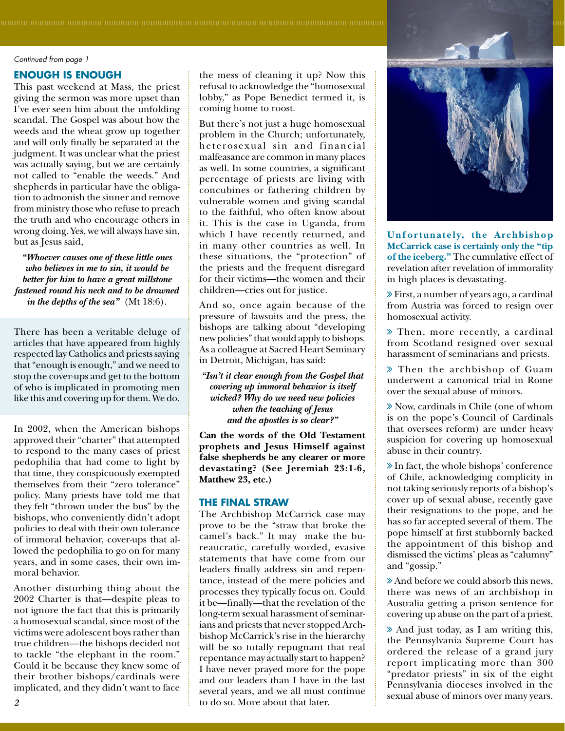*Continued from page 1*

## ENOUGH IS ENOUGH

This past weekend at Mass, the priest giving the sermon was more upset than I've ever seen him about the unfolding scandal. The Gospel was about how the weeds and the wheat grow up together and will only finally be separated at the judgment. It was unclear what the priest was actually saying, but we are certainly not called to "enable the weeds." And shepherds in particular have the obligation to admonish the sinner and remove from ministry those who refuse to preach the truth and who encourage others in wrong doing. Yes, we will always have sin, but as Jesus said,

> ***"Whoever causes one of these little ones who believes in me to sin, it would be better for him to have a great millstone fastened round his neck and to be drowned in the depths of the sea"*** (Mt 18:6).

There has been a veritable deluge of articles that have appeared from highly respected lay Catholics and priests saying that "enough is enough," and we need to stop the cover-ups and get to the bottom of who is implicated in promoting men like this and covering up for them. We do.

In 2002, when the American bishops approved their "charter" that attempted to respond to the many cases of priest pedophilia that had come to light by that time, they conspicuously exempted themselves from their "zero tolerance" policy. Many priests have told me that they felt "thrown under the bus" by the bishops, who conveniently didn't adopt policies to deal with their own tolerance of immoral behavior, cover-ups that allowed the pedophilia to go on for many years, and in some cases, their own immoral behavior.

Another disturbing thing about the 2002 Charter is that—despite pleas to not ignore the fact that this is primarily a homosexual scandal, since most of the victims were adolescent boys rather than true children—the bishops decided not to tackle "the elephant in the room." Could it be because they knew some of their brother bishops/cardinals were implicated, and they didn't want to face the mess of cleaning it up? Now this refusal to acknowledge the "homosexual lobby," as Pope Benedict termed it, is coming home to roost.

But there's not just a huge homosexual problem in the Church; unfortunately, heterosexual sin and financial malfeasance are common in many places as well. In some countries, a significant percentage of priests are living with concubines or fathering children by vulnerable women and giving scandal to the faithful, who often know about it. This is the case in Uganda, from which I have recently returned, and in many other countries as well. In these situations, the "protection" of the priests and the frequent disregard for their victims—the women and their children—cries out for justice.

And so, once again because of the pressure of lawsuits and the press, the bishops are talking about "developing new policies" that would apply to bishops. As a colleague at Sacred Heart Seminary in Detroit, Michigan, has said:

> ***"Isn't it clear enough from the Gospel that covering up immoral behavior is itself wicked? Why do we need new policies when the teaching of Jesus and the apostles is so clear?"***

**Can the words of the Old Testament prophets and Jesus Himself against false shepherds be any clearer or more devastating? (See Jeremiah 23:1-6, Matthew 23, etc.)**

## THE FINAL STRAW

The Archbishop McCarrick case may prove to be the "straw that broke the camel's back." It may make the bureaucratic, carefully worded, evasive statements that have come from our leaders finally address sin and repentance, instead of the mere policies and processes they typically focus on. Could it be—finally—that the revelation of the long-term sexual harassment of seminarians and priests that never stopped Archbishop McCarrick's rise in the hierarchy will be so totally repugnant that real repentance may actually start to happen? I have never prayed more for the pope and our leaders than I have in the last several years, and we all must continue to do so. More about that later.

**Unfortunately, the Archbishop McCarrick case is certainly only the "tip of the iceberg."** The cumulative effect of revelation after revelation of immorality in high places is devastating.

- First, a number of years ago, a cardinal from Austria was forced to resign over homosexual activity.
- Then, more recently, a cardinal from Scotland resigned over sexual harassment of seminarians and priests.
- Then the archbishop of Guam underwent a canonical trial in Rome over the sexual abuse of minors.
- Now, cardinals in Chile (one of whom is on the pope's Council of Cardinals that oversees reform) are under heavy suspicion for covering up homosexual abuse in their country.
- In fact, the whole bishops' conference of Chile, acknowledging complicity in not taking seriously reports of a bishop's cover up of sexual abuse, recently gave their resignations to the pope, and he has so far accepted several of them. The pope himself at first stubbornly backed the appointment of this bishop and dismissed the victims' pleas as "calumny" and "gossip."
- And before we could absorb this news, there was news of an archbishop in Australia getting a prison sentence for covering up abuse on the part of a priest.
- And just today, as I am writing this, the Pennsylvania Supreme Court has ordered the release of a grand jury report implicating more than 300 "predator priests" in six of the eight Pennsylvania dioceses involved in the sexual abuse of minors over many years.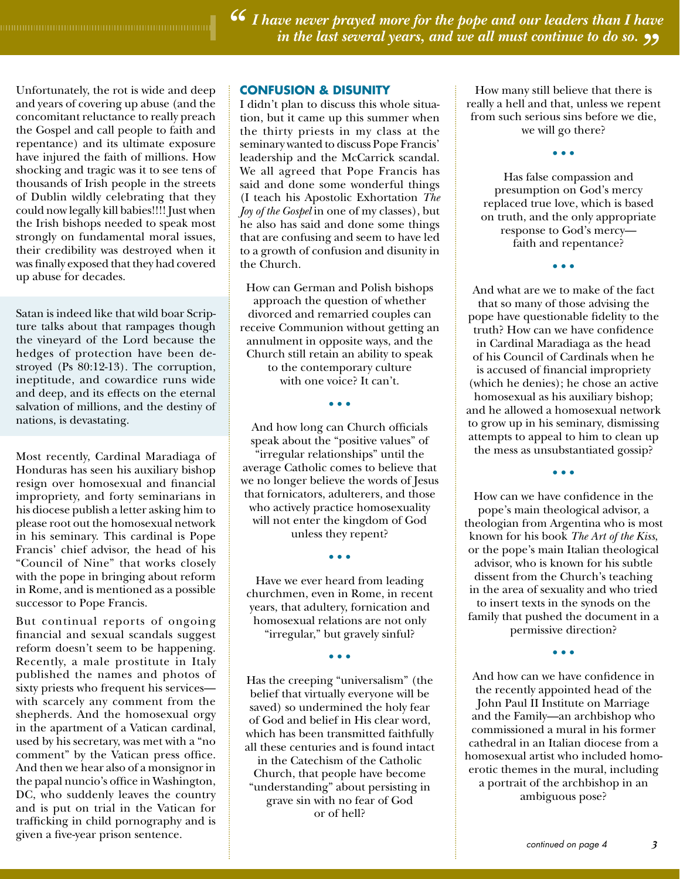> *"I have never prayed more for the pope and our leaders than I have in the last several years, and we all must continue to do so."*

Unfortunately, the rot is wide and deep and years of covering up abuse (and the concomitant reluctance to really preach the Gospel and call people to faith and repentance) and its ultimate exposure have injured the faith of millions. How shocking and tragic was it to see tens of thousands of Irish people in the streets of Dublin wildly celebrating that they could now legally kill babies!!!! Just when the Irish bishops needed to speak most strongly on fundamental moral issues, their credibility was destroyed when it was finally exposed that they had covered up abuse for decades.

Satan is indeed like that wild boar Scripture talks about that rampages though the vineyard of the Lord because the hedges of protection have been destroyed (Ps 80:12-13). The corruption, ineptitude, and cowardice runs wide and deep, and its effects on the eternal salvation of millions, and the destiny of nations, is devastating.

Most recently, Cardinal Maradiaga of Honduras has seen his auxiliary bishop resign over homosexual and financial impropriety, and forty seminarians in his diocese publish a letter asking him to please root out the homosexual network in his seminary. This cardinal is Pope Francis' chief advisor, the head of his "Council of Nine" that works closely with the pope in bringing about reform in Rome, and is mentioned as a possible successor to Pope Francis.

But continual reports of ongoing financial and sexual scandals suggest reform doesn't seem to be happening. Recently, a male prostitute in Italy published the names and photos of sixty priests who frequent his services—with scarcely any comment from the shepherds. And the homosexual orgy in the apartment of a Vatican cardinal, used by his secretary, was met with a "no comment" by the Vatican press office. And then we hear also of a monsignor in the papal nuncio's office in Washington, DC, who suddenly leaves the country and is put on trial in the Vatican for trafficking in child pornography and is given a five-year prison sentence.

## CONFUSION & DISUNITY

I didn't plan to discuss this whole situation, but it came up this summer when the thirty priests in my class at the seminary wanted to discuss Pope Francis' leadership and the McCarrick scandal. We all agreed that Pope Francis has said and done some wonderful things (I teach his Apostolic Exhortation *The Joy of the Gospel* in one of my classes), but he also has said and done some things that are confusing and seem to have led to a growth of confusion and disunity in the Church.

How can German and Polish bishops approach the question of whether divorced and remarried couples can receive Communion without getting an annulment in opposite ways, and the Church still retain an ability to speak to the contemporary culture with one voice? It can't.

• • •

And how long can Church officials speak about the "positive values" of "irregular relationships" until the average Catholic comes to believe that we no longer believe the words of Jesus that fornicators, adulterers, and those who actively practice homosexuality will not enter the kingdom of God unless they repent?

• • •

Have we ever heard from leading churchmen, even in Rome, in recent years, that adultery, fornication and homosexual relations are not only "irregular," but gravely sinful?

• • •

Has the creeping "universalism" (the belief that virtually everyone will be saved) so undermined the holy fear of God and belief in His clear word, which has been transmitted faithfully all these centuries and is found intact in the Catechism of the Catholic Church, that people have become "understanding" about persisting in grave sin with no fear of God or of hell?

How many still believe that there is really a hell and that, unless we repent from such serious sins before we die, we will go there?

• • •

Has false compassion and presumption on God's mercy replaced true love, which is based on truth, and the only appropriate response to God's mercy—faith and repentance?

• • •

And what are we to make of the fact that so many of those advising the pope have questionable fidelity to the truth? How can we have confidence in Cardinal Maradiaga as the head of his Council of Cardinals when he is accused of financial impropriety (which he denies); he chose an active homosexual as his auxiliary bishop; and he allowed a homosexual network to grow up in his seminary, dismissing attempts to appeal to him to clean up the mess as unsubstantiated gossip?

• • •

How can we have confidence in the pope's main theological advisor, a theologian from Argentina who is most known for his book *The Art of the Kiss*, or the pope's main Italian theological advisor, who is known for his subtle dissent from the Church's teaching in the area of sexuality and who tried to insert texts in the synods on the family that pushed the document in a permissive direction?

• • •

And how can we have confidence in the recently appointed head of the John Paul II Institute on Marriage and the Family—an archbishop who commissioned a mural in his former cathedral in an Italian diocese from a homosexual artist who included homoerotic themes in the mural, including a portrait of the archbishop in an ambiguous pose?

*continued on page 4*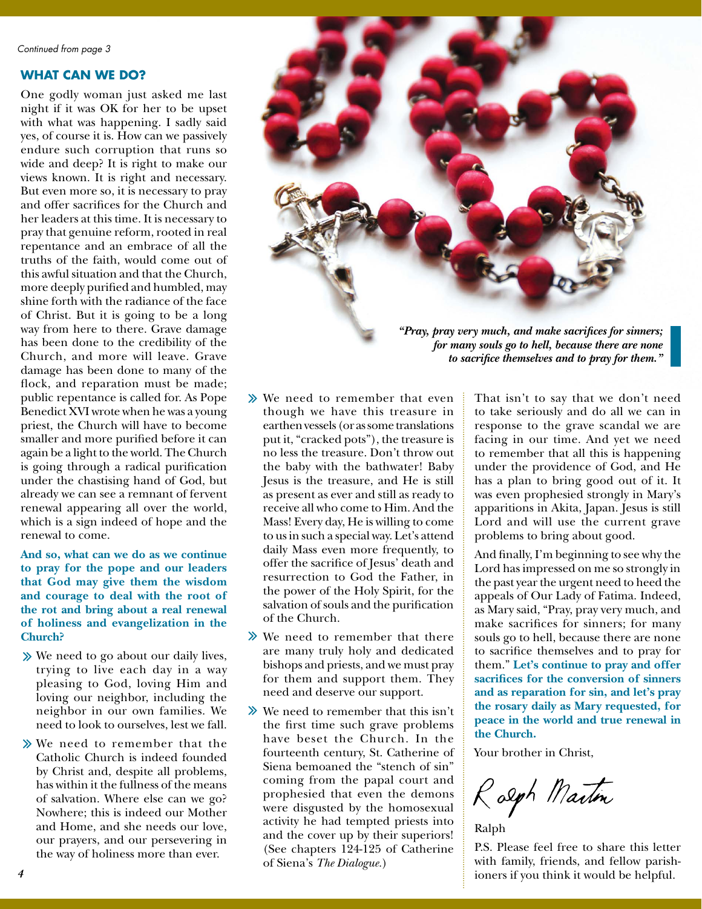*Continued from page 3*

## WHAT CAN WE DO?

One godly woman just asked me last night if it was OK for her to be upset with what was happening. I sadly said yes, of course it is. How can we passively endure such corruption that runs so wide and deep? It is right to make our views known. It is right and necessary. But even more so, it is necessary to pray and offer sacrifices for the Church and her leaders at this time. It is necessary to pray that genuine reform, rooted in real repentance and an embrace of all the truths of the faith, would come out of this awful situation and that the Church, more deeply purified and humbled, may shine forth with the radiance of the face of Christ. But it is going to be a long way from here to there. Grave damage has been done to the credibility of the Church, and more will leave. Grave damage has been done to many of the flock, and reparation must be made; public repentance is called for. As Pope Benedict XVI wrote when he was a young priest, the Church will have to become smaller and more purified before it can again be a light to the world. The Church is going through a radical purification under the chastising hand of God, but already we can see a remnant of fervent renewal appearing all over the world, which is a sign indeed of hope and the renewal to come.

**And so, what can we do as we continue to pray for the pope and our leaders that God may give them the wisdom and courage to deal with the root of the rot and bring about a real renewal of holiness and evangelization in the Church?**

- We need to go about our daily lives, trying to live each day in a way pleasing to God, loving Him and loving our neighbor, including the neighbor in our own families. We need to look to ourselves, lest we fall.
- We need to remember that the Catholic Church is indeed founded by Christ and, despite all problems, has within it the fullness of the means of salvation. Where else can we go? Nowhere; this is indeed our Mother and Home, and she needs our love, our prayers, and our persevering in the way of holiness more than ever.
- We need to remember that even though we have this treasure in earthen vessels (or as some translations put it, "cracked pots"), the treasure is no less the treasure. Don't throw out the baby with the bathwater! Baby Jesus is the treasure, and He is still as present as ever and still as ready to receive all who come to Him. And the Mass! Every day, He is willing to come to us in such a special way. Let's attend daily Mass even more frequently, to offer the sacrifice of Jesus' death and resurrection to God the Father, in the power of the Holy Spirit, for the salvation of souls and the purification of the Church.
- We need to remember that there are many truly holy and dedicated bishops and priests, and we must pray for them and support them. They need and deserve our support.
- We need to remember that this isn't the first time such grave problems have beset the Church. In the fourteenth century, St. Catherine of Siena bemoaned the "stench of sin" coming from the papal court and prophesied that even the demons were disgusted by the homosexual activity he had tempted priests into and the cover up by their superiors! (See chapters 124-125 of Catherine of Siena's *The Dialogue*.)

*"Pray, pray very much, and make sacrifices for sinners; for many souls go to hell, because there are none to sacrifice themselves and to pray for them."*

That isn't to say that we don't need to take seriously and do all we can in response to the grave scandal we are facing in our time. And yet we need to remember that all this is happening under the providence of God, and He has a plan to bring good out of it. It was even prophesied strongly in Mary's apparitions in Akita, Japan. Jesus is still Lord and will use the current grave problems to bring about good.

And finally, I'm beginning to see why the Lord has impressed on me so strongly in the past year the urgent need to heed the appeals of Our Lady of Fatima. Indeed, as Mary said, "Pray, pray very much, and make sacrifices for sinners; for many souls go to hell, because there are none to sacrifice themselves and to pray for them." **Let's continue to pray and offer sacrifices for the conversion of sinners and as reparation for sin, and let's pray the rosary daily as Mary requested, for peace in the world and true renewal in the Church.**

Your brother in Christ,

*Ralph Martin*

Ralph

P.S. Please feel free to share this letter with family, friends, and fellow parishioners if you think it would be helpful.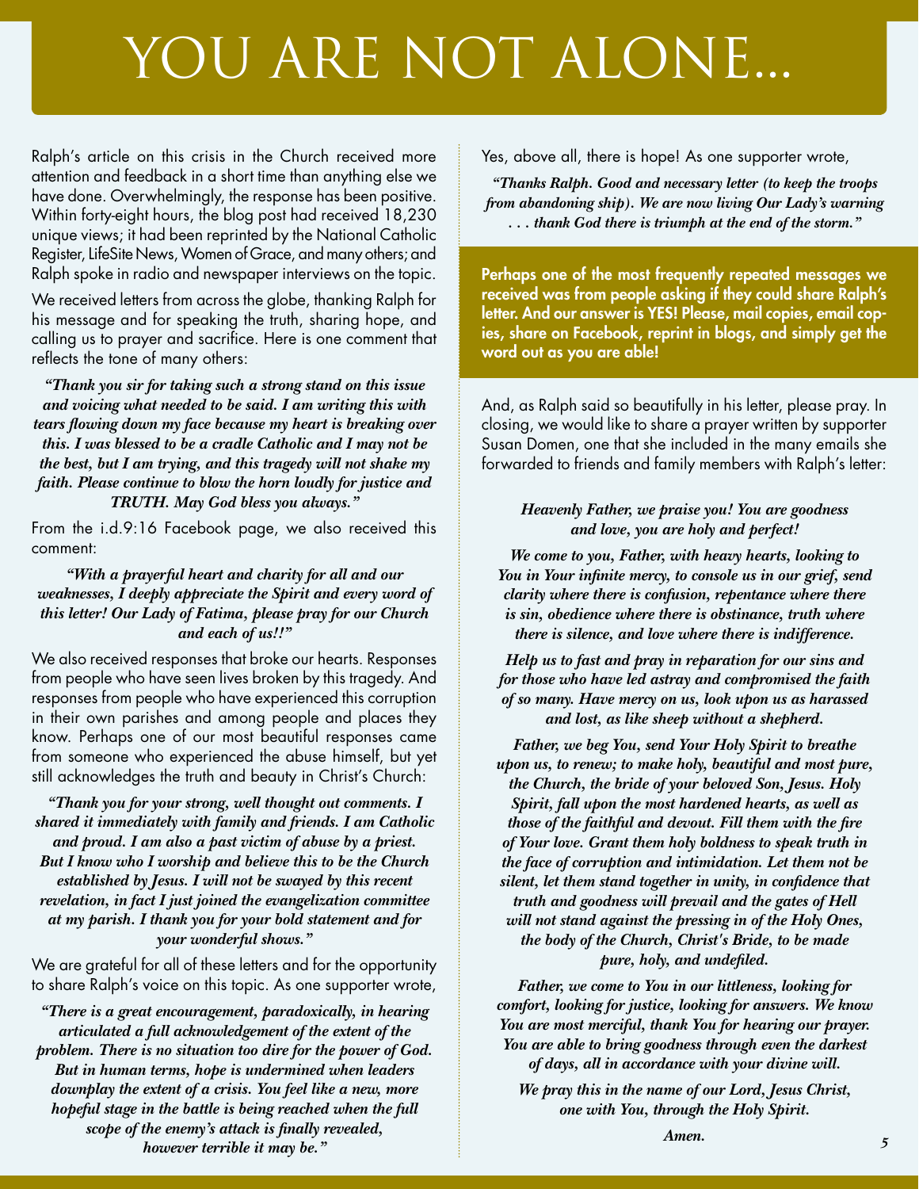# YOU ARE NOT ALONE...

Ralph's article on this crisis in the Church received more attention and feedback in a short time than anything else we have done. Overwhelmingly, the response has been positive. Within forty-eight hours, the blog post had received 18,230 unique views; it had been reprinted by the National Catholic Register, LifeSite News, Women of Grace, and many others; and Ralph spoke in radio and newspaper interviews on the topic.

We received letters from across the globe, thanking Ralph for his message and for speaking the truth, sharing hope, and calling us to prayer and sacrifice. Here is one comment that reflects the tone of many others:

***"Thank you sir for taking such a strong stand on this issue and voicing what needed to be said. I am writing this with tears flowing down my face because my heart is breaking over this. I was blessed to be a cradle Catholic and I may not be the best, but I am trying, and this tragedy will not shake my faith. Please continue to blow the horn loudly for justice and TRUTH. May God bless you always."***

From the i.d.9:16 Facebook page, we also received this comment:

***"With a prayerful heart and charity for all and our weaknesses, I deeply appreciate the Spirit and every word of this letter! Our Lady of Fatima, please pray for our Church and each of us!!"***

We also received responses that broke our hearts. Responses from people who have seen lives broken by this tragedy. And responses from people who have experienced this corruption in their own parishes and among people and places they know. Perhaps one of our most beautiful responses came from someone who experienced the abuse himself, but yet still acknowledges the truth and beauty in Christ's Church:

***"Thank you for your strong, well thought out comments. I shared it immediately with family and friends. I am Catholic and proud. I am also a past victim of abuse by a priest. But I know who I worship and believe this to be the Church established by Jesus. I will not be swayed by this recent revelation, in fact I just joined the evangelization committee at my parish. I thank you for your bold statement and for your wonderful shows."***

We are grateful for all of these letters and for the opportunity to share Ralph's voice on this topic. As one supporter wrote,

***"There is a great encouragement, paradoxically, in hearing articulated a full acknowledgement of the extent of the problem. There is no situation too dire for the power of God. But in human terms, hope is undermined when leaders downplay the extent of a crisis. You feel like a new, more hopeful stage in the battle is being reached when the full scope of the enemy's attack is finally revealed, however terrible it may be."***

Yes, above all, there is hope! As one supporter wrote,

***"Thanks Ralph. Good and necessary letter (to keep the troops from abandoning ship). We are now living Our Lady's warning . . . thank God there is triumph at the end of the storm."***

**Perhaps one of the most frequently repeated messages we received was from people asking if they could share Ralph's letter. And our answer is YES! Please, mail copies, email copies, share on Facebook, reprint in blogs, and simply get the word out as you are able!**

And, as Ralph said so beautifully in his letter, please pray. In closing, we would like to share a prayer written by supporter Susan Domen, one that she included in the many emails she forwarded to friends and family members with Ralph's letter:

***Heavenly Father, we praise you! You are goodness and love, you are holy and perfect!***

***We come to you, Father, with heavy hearts, looking to You in Your infinite mercy, to console us in our grief, send clarity where there is confusion, repentance where there is sin, obedience where there is obstinance, truth where there is silence, and love where there is indifference.***

***Help us to fast and pray in reparation for our sins and for those who have led astray and compromised the faith of so many. Have mercy on us, look upon us as harassed and lost, as like sheep without a shepherd.***

***Father, we beg You, send Your Holy Spirit to breathe upon us, to renew; to make holy, beautiful and most pure, the Church, the bride of your beloved Son, Jesus. Holy Spirit, fall upon the most hardened hearts, as well as those of the faithful and devout. Fill them with the fire of Your love. Grant them holy boldness to speak truth in the face of corruption and intimidation. Let them not be silent, let them stand together in unity, in confidence that truth and goodness will prevail and the gates of Hell will not stand against the pressing in of the Holy Ones, the body of the Church, Christ's Bride, to be made pure, holy, and undefiled.***

***Father, we come to You in our littleness, looking for comfort, looking for justice, looking for answers. We know You are most merciful, thank You for hearing our prayer. You are able to bring goodness through even the darkest of days, all in accordance with your divine will.***

***We pray this in the name of our Lord, Jesus Christ, one with You, through the Holy Spirit.***

***Amen.***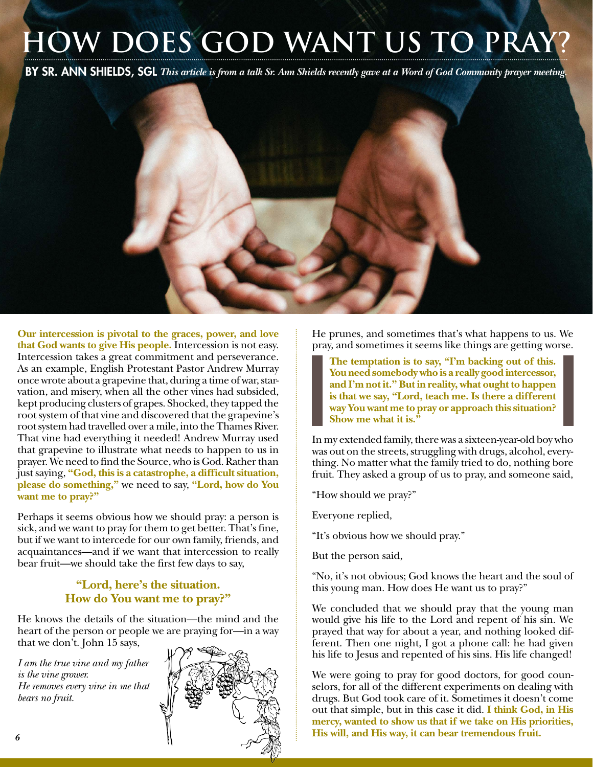# HOW DOES GOD WANT US TO PRAY?

**BY SR. ANN SHIELDS, SGL** *This article is from a talk Sr. Ann Shields recently gave at a Word of God Community prayer meeting.*

**Our intercession is pivotal to the graces, power, and love that God wants to give His people.** Intercession is not easy. Intercession takes a great commitment and perseverance. As an example, English Protestant Pastor Andrew Murray once wrote about a grapevine that, during a time of war, starvation, and misery, when all the other vines had subsided, kept producing clusters of grapes. Shocked, they tapped the root system of that vine and discovered that the grapevine's root system had travelled over a mile, into the Thames River. That vine had everything it needed! Andrew Murray used that grapevine to illustrate what needs to happen to us in prayer. We need to find the Source, who is God. Rather than just saying, **"God, this is a catastrophe, a difficult situation, please do something,"** we need to say, **"Lord, how do You want me to pray?"**

Perhaps it seems obvious how we should pray: a person is sick, and we want to pray for them to get better. That's fine, but if we want to intercede for our own family, friends, and acquaintances—and if we want that intercession to really bear fruit—we should take the first few days to say,

**"Lord, here's the situation. How do You want me to pray?"**

He knows the details of the situation—the mind and the heart of the person or people we are praying for—in a way that we don't. John 15 says,

*I am the true vine and my father is the vine grower. He removes every vine in me that bears no fruit.*

He prunes, and sometimes that's what happens to us. We pray, and sometimes it seems like things are getting worse.

> **The temptation is to say, "I'm backing out of this. You need somebody who is a really good intercessor, and I'm not it." But in reality, what ought to happen is that we say, "Lord, teach me. Is there a different way You want me to pray or approach this situation? Show me what it is."**

In my extended family, there was a sixteen-year-old boy who was out on the streets, struggling with drugs, alcohol, everything. No matter what the family tried to do, nothing bore fruit. They asked a group of us to pray, and someone said,

"How should we pray?"

Everyone replied,

"It's obvious how we should pray."

But the person said,

"No, it's not obvious; God knows the heart and the soul of this young man. How does He want us to pray?"

We concluded that we should pray that the young man would give his life to the Lord and repent of his sin. We prayed that way for about a year, and nothing looked different. Then one night, I got a phone call: he had given his life to Jesus and repented of his sins. His life changed!

We were going to pray for good doctors, for good counselors, for all of the different experiments on dealing with drugs. But God took care of it. Sometimes it doesn't come out that simple, but in this case it did. **I think God, in His mercy, wanted to show us that if we take on His priorities, His will, and His way, it can bear tremendous fruit.**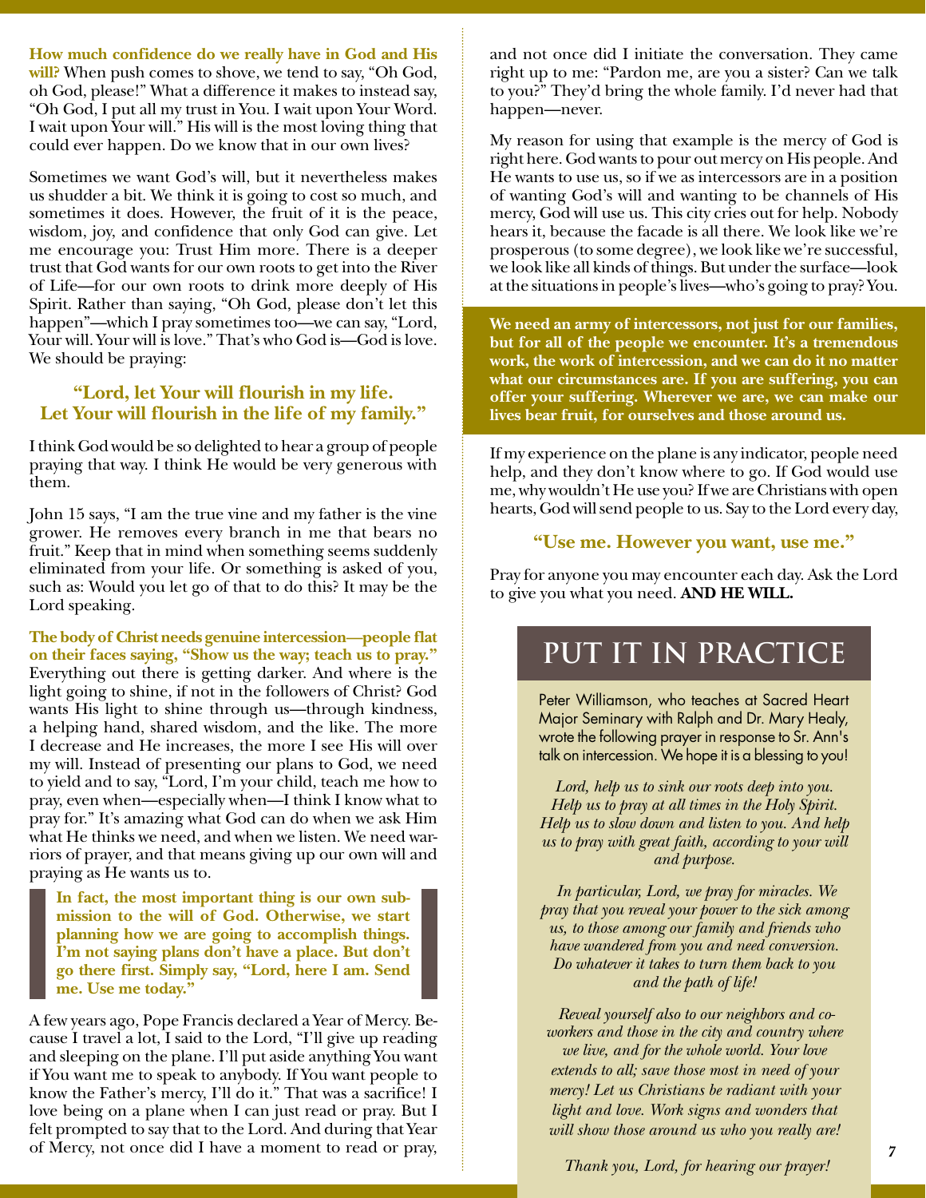**How much confidence do we really have in God and His will?** When push comes to shove, we tend to say, "Oh God, oh God, please!" What a difference it makes to instead say, "Oh God, I put all my trust in You. I wait upon Your Word. I wait upon Your will." His will is the most loving thing that could ever happen. Do we know that in our own lives?

Sometimes we want God's will, but it nevertheless makes us shudder a bit. We think it is going to cost so much, and sometimes it does. However, the fruit of it is the peace, wisdom, joy, and confidence that only God can give. Let me encourage you: Trust Him more. There is a deeper trust that God wants for our own roots to get into the River of Life—for our own roots to drink more deeply of His Spirit. Rather than saying, "Oh God, please don't let this happen"—which I pray sometimes too—we can say, "Lord, Your will. Your will is love." That's who God is—God is love. We should be praying:

**"Lord, let Your will flourish in my life. Let Your will flourish in the life of my family."**

I think God would be so delighted to hear a group of people praying that way. I think He would be very generous with them.

John 15 says, "I am the true vine and my father is the vine grower. He removes every branch in me that bears no fruit." Keep that in mind when something seems suddenly eliminated from your life. Or something is asked of you, such as: Would you let go of that to do this? It may be the Lord speaking.

**The body of Christ needs genuine intercession—people flat on their faces saying, "Show us the way; teach us to pray."** Everything out there is getting darker. And where is the light going to shine, if not in the followers of Christ? God wants His light to shine through us—through kindness, a helping hand, shared wisdom, and the like. The more I decrease and He increases, the more I see His will over my will. Instead of presenting our plans to God, we need to yield and to say, "Lord, I'm your child, teach me how to pray, even when—especially when—I think I know what to pray for." It's amazing what God can do when we ask Him what He thinks we need, and when we listen. We need warriors of prayer, and that means giving up our own will and praying as He wants us to.

> **In fact, the most important thing is our own submission to the will of God. Otherwise, we start planning how we are going to accomplish things. I'm not saying plans don't have a place. But don't go there first. Simply say, "Lord, here I am. Send me. Use me today."**

A few years ago, Pope Francis declared a Year of Mercy. Because I travel a lot, I said to the Lord, "I'll give up reading and sleeping on the plane. I'll put aside anything You want if You want me to speak to anybody. If You want people to know the Father's mercy, I'll do it." That was a sacrifice! I love being on a plane when I can just read or pray. But I felt prompted to say that to the Lord. And during that Year of Mercy, not once did I have a moment to read or pray, and not once did I initiate the conversation. They came right up to me: "Pardon me, are you a sister? Can we talk to you?" They'd bring the whole family. I'd never had that happen—never.

My reason for using that example is the mercy of God is right here. God wants to pour out mercy on His people. And He wants to use us, so if we as intercessors are in a position of wanting God's will and wanting to be channels of His mercy, God will use us. This city cries out for help. Nobody hears it, because the facade is all there. We look like we're prosperous (to some degree), we look like we're successful, we look like all kinds of things. But under the surface—look at the situations in people's lives—who's going to pray? You.

> **We need an army of intercessors, not just for our families, but for all of the people we encounter. It's a tremendous work, the work of intercession, and we can do it no matter what our circumstances are. If you are suffering, you can offer your suffering. Wherever we are, we can make our lives bear fruit, for ourselves and those around us.**

If my experience on the plane is any indicator, people need help, and they don't know where to go. If God would use me, why wouldn't He use you? If we are Christians with open hearts, God will send people to us. Say to the Lord every day,

**"Use me. However you want, use me."**

Pray for anyone you may encounter each day. Ask the Lord to give you what you need. **AND HE WILL.**

## PUT IT IN PRACTICE

Peter Williamson, who teaches at Sacred Heart Major Seminary with Ralph and Dr. Mary Healy, wrote the following prayer in response to Sr. Ann's talk on intercession. We hope it is a blessing to you!

*Lord, help us to sink our roots deep into you. Help us to pray at all times in the Holy Spirit. Help us to slow down and listen to you. And help us to pray with great faith, according to your will and purpose.*

*In particular, Lord, we pray for miracles. We pray that you reveal your power to the sick among us, to those among our family and friends who have wandered from you and need conversion. Do whatever it takes to turn them back to you and the path of life!*

*Reveal yourself also to our neighbors and co-workers and those in the city and country where we live, and for the whole world. Your love extends to all; save those most in need of your mercy! Let us Christians be radiant with your light and love. Work signs and wonders that will show those around us who you really are!*

*Thank you, Lord, for hearing our prayer!*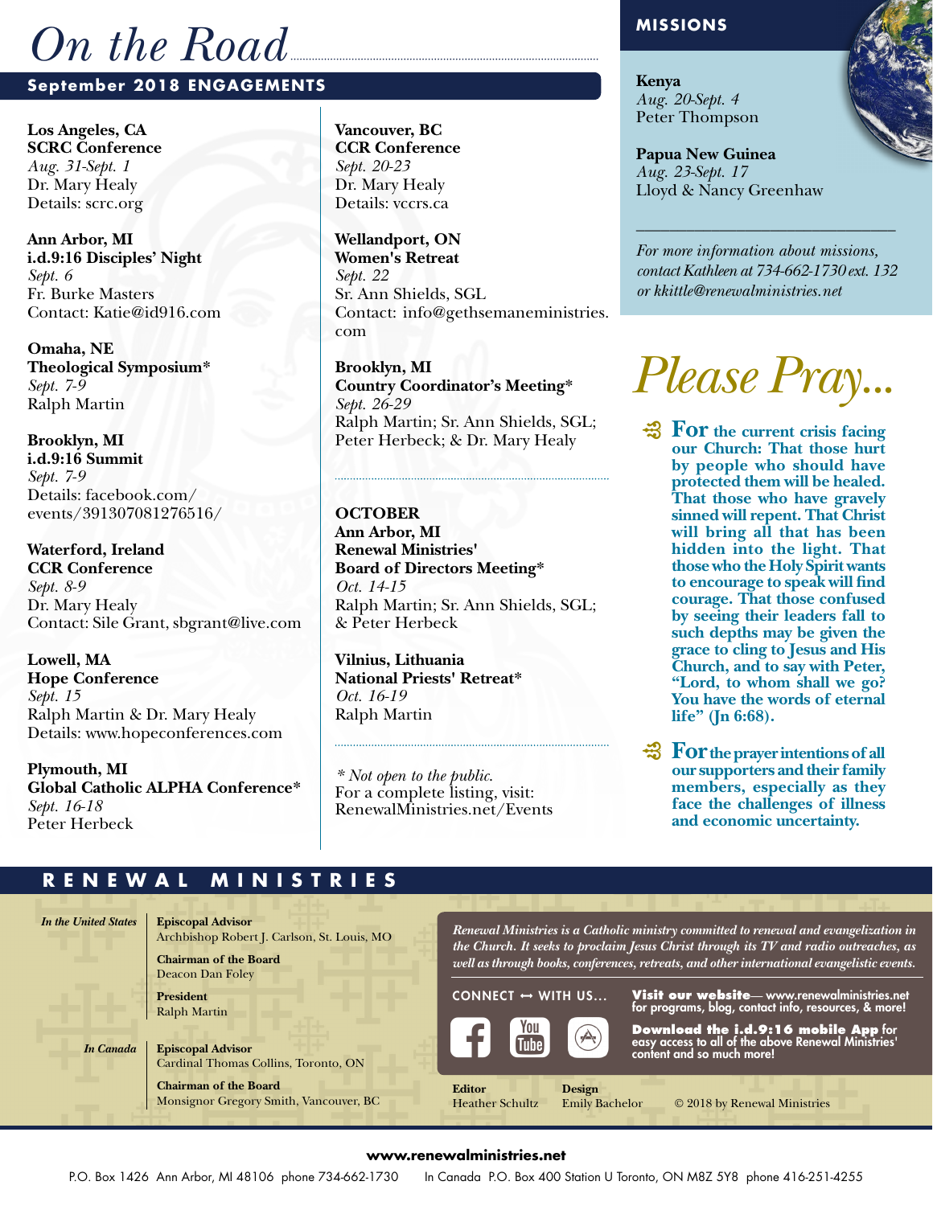# On the Road

## September 2018 ENGAGEMENTS

**Los Angeles, CA**
**SCRC Conference**
*Aug. 31-Sept. 1*
Dr. Mary Healy
Details: scrc.org

**Ann Arbor, MI**
**i.d.9:16 Disciples' Night**
*Sept. 6*
Fr. Burke Masters
Contact: Katie@id916.com

**Omaha, NE**
**Theological Symposium***
*Sept. 7-9*
Ralph Martin

**Brooklyn, MI**
**i.d.9:16 Summit**
*Sept. 7-9*
Details: facebook.com/events/391307081276516/

**Waterford, Ireland**
**CCR Conference**
*Sept. 8-9*
Dr. Mary Healy
Contact: Sile Grant, sbgrant@live.com

**Lowell, MA**
**Hope Conference**
*Sept. 15*
Ralph Martin & Dr. Mary Healy
Details: www.hopeconferences.com

**Plymouth, MI**
**Global Catholic ALPHA Conference***
*Sept. 16-18*
Peter Herbeck

**Vancouver, BC**
**CCR Conference**
*Sept. 20-23*
Dr. Mary Healy
Details: vccrs.ca

**Wellandport, ON**
**Women's Retreat**
*Sept. 22*
Sr. Ann Shields, SGL
Contact: info@gethsemaneministries.com

**Brooklyn, MI**
**Country Coordinator's Meeting***
*Sept. 26-29*
Ralph Martin; Sr. Ann Shields, SGL; Peter Herbeck; & Dr. Mary Healy

**OCTOBER**

**Ann Arbor, MI**
**Renewal Ministries' Board of Directors Meeting***
*Oct. 14-15*
Ralph Martin; Sr. Ann Shields, SGL; & Peter Herbeck

**Vilnius, Lithuania**
**National Priests' Retreat***
*Oct. 16-19*
Ralph Martin

*\* Not open to the public.*
For a complete listing, visit: RenewalMinistries.net/Events

## MISSIONS

**Kenya**
*Aug. 20-Sept. 4*
Peter Thompson

**Papua New Guinea**
*Aug. 23-Sept. 17*
Lloyd & Nancy Greenhaw

*For more information about missions, contact Kathleen at 734-662-1730 ext. 132 or kkittle@renewalministries.net*

## Please Pray...

**For the current crisis facing our Church: That those hurt by people who should have protected them will be healed. That those who have gravely sinned will repent. That Christ will bring all that has been hidden into the light. That those who the Holy Spirit wants to encourage to speak will find courage. That those confused by seeing their leaders fall to such depths may be given the grace to cling to Jesus and His Church, and to say with Peter, "Lord, to whom shall we go? You have the words of eternal life" (Jn 6:68).**

**For the prayer intentions of all our supporters and their family members, especially as they face the challenges of illness and economic uncertainty.**

## RENEWAL MINISTRIES

*In the United States*

**Episcopal Advisor**
Archbishop Robert J. Carlson, St. Louis, MO

**Chairman of the Board**
Deacon Dan Foley

**President**
Ralph Martin

*In Canada*

**Episcopal Advisor**
Cardinal Thomas Collins, Toronto, ON

**Chairman of the Board**
Monsignor Gregory Smith, Vancouver, BC

*Renewal Ministries is a Catholic ministry committed to renewal and evangelization in the Church. It seeks to proclaim Jesus Christ through its TV and radio outreaches, as well as through books, conferences, retreats, and other international evangelistic events.*

CONNECT ⟷ WITH US...

**Visit our website**— www.renewalministries.net for programs, blog, contact info, resources, & more!

**Download the i.d.9:16 mobile App** for easy access to all of the above Renewal Ministries' content and so much more!

**Editor**
Heather Schultz

**Design**
Emily Bachelor

© 2018 by Renewal Ministries

**www.renewalministries.net**

P.O. Box 1426 Ann Arbor, MI 48106 phone 734-662-1730 In Canada P.O. Box 400 Station U Toronto, ON M8Z 5Y8 phone 416-251-4255